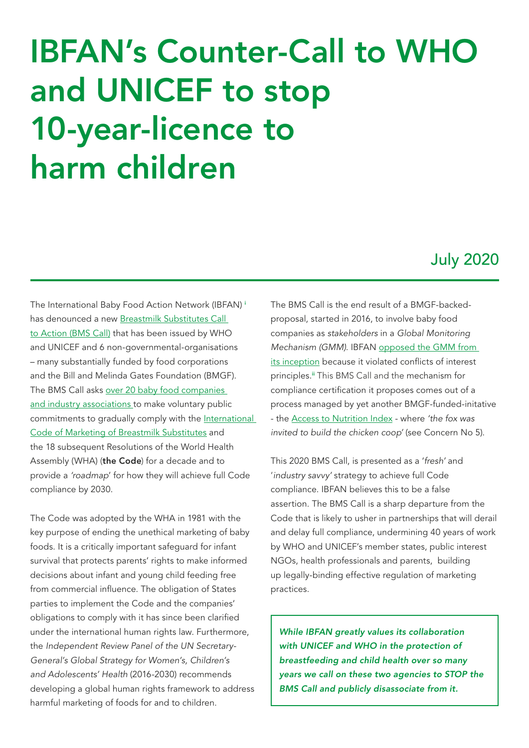# IBFAN's Counter-Call to WHO and UNICEF to stop 10-year-licence to harm children

July 2020

The International Baby Food Action Network (IBFAN) [i] has denounced a new Breastmilk Substitutes Call to Action (BMS Call) that has been issued by WHO and UNICEF and 6 non-governmental-organisations – many substantially funded by food corporations and the Bill and Melinda Gates Foundation (BMGF). The BMS Call asks over 20 baby food companies and industry associations to make voluntary public commitments to gradually comply with the International Code of Marketing of Breastmilk Substitutes and the 18 subsequent Resolutions of the World Health Assembly (WHA) (**the Code**) for a decade and to provide a *'roadmap'* for how they will achieve full Code compliance by 2030.

The Code was adopted by the WHA in 1981 with the key purpose of ending the unethical marketing of baby foods. It is a critically important safeguard for infant survival that protects parents' rights to make informed decisions about infant and young child feeding free from commercial influence. The obligation of States parties to implement the Code and the companies' obligations to comply with it has since been clarified under the international human rights law. Furthermore, the *Independent Review Panel of the UN Secretary-General's Global Strategy for Women's, Children's and Adolescents' Health* (2016-2030) recommends developing a global human rights framework to address harmful marketing of foods for and to children.

The BMS Call is the end result of a BMGF-backed-proposal, started in 2016, to involve baby food companies as *stakeholders* in a *Global Monitoring Mechanism (GMM).* IBFAN opposed the GMM from its inception because it violated conflicts of interest principles.[ii] This BMS Call and the mechanism for compliance certification it proposes comes out of a process managed by yet another BMGF-funded-initative - the Access to Nutrition Index - where *'the fox was invited to build the chicken coop'* (see Concern No 5).

This 2020 BMS Call, is presented as a '*fresh*' and '*industry savvy*' strategy to achieve full Code compliance. IBFAN believes this to be a false assertion. The BMS Call is a sharp departure from the Code that is likely to usher in partnerships that will derail and delay full compliance, undermining 40 years of work by WHO and UNICEF's member states, public interest NGOs, health professionals and parents, building up legally-binding effective regulation of marketing practices.

***While IBFAN greatly values its collaboration with UNICEF and WHO in the protection of breastfeeding and child health over so many years we call on these two agencies to STOP the BMS Call and publicly disassociate from it.***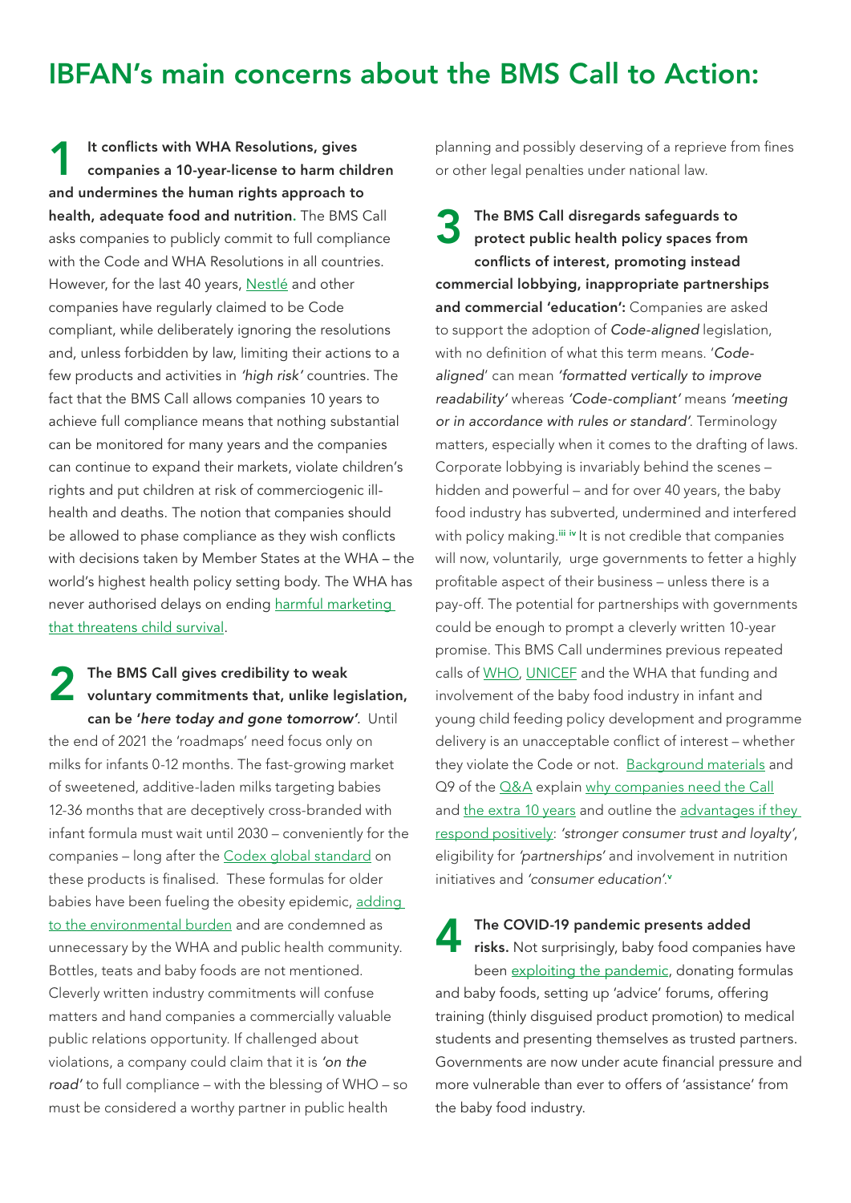## IBFAN's main concerns about the BMS Call to Action:

**1 It conflicts with WHA Resolutions, gives companies a 10-year-license to harm children and undermines the human rights approach to health, adequate food and nutrition.** The BMS Call asks companies to publicly commit to full compliance with the Code and WHA Resolutions in all countries. However, for the last 40 years, Nestlé and other companies have regularly claimed to be Code compliant, while deliberately ignoring the resolutions and, unless forbidden by law, limiting their actions to a few products and activities in *'high risk'* countries. The fact that the BMS Call allows companies 10 years to achieve full compliance means that nothing substantial can be monitored for many years and the companies can continue to expand their markets, violate children's rights and put children at risk of commerciogenic ill-health and deaths. The notion that companies should be allowed to phase compliance as they wish conflicts with decisions taken by Member States at the WHA – the world's highest health policy setting body. The WHA has never authorised delays on ending harmful marketing that threatens child survival.

**2 The BMS Call gives credibility to weak voluntary commitments that, unlike legislation, can be '*here today and gone tomorrow*'.** Until the end of 2021 the 'roadmaps' need focus only on milks for infants 0-12 months. The fast-growing market of sweetened, additive-laden milks targeting babies 12-36 months that are deceptively cross-branded with infant formula must wait until 2030 – conveniently for the companies – long after the Codex global standard on these products is finalised. These formulas for older babies have been fueling the obesity epidemic, adding to the environmental burden and are condemned as unnecessary by the WHA and public health community. Bottles, teats and baby foods are not mentioned. Cleverly written industry commitments will confuse matters and hand companies a commercially valuable public relations opportunity. If challenged about violations, a company could claim that it is *'on the road'* to full compliance – with the blessing of WHO – so must be considered a worthy partner in public health planning and possibly deserving of a reprieve from fines or other legal penalties under national law.

**3 The BMS Call disregards safeguards to protect public health policy spaces from conflicts of interest, promoting instead commercial lobbying, inappropriate partnerships and commercial 'education':** Companies are asked to support the adoption of *Code-aligned* legislation, with no definition of what this term means. '*Code-aligned*' can mean *'formatted vertically to improve readability'* whereas *'Code-compliant'* means *'meeting or in accordance with rules or standard'*. Terminology matters, especially when it comes to the drafting of laws. Corporate lobbying is invariably behind the scenes – hidden and powerful – and for over 40 years, the baby food industry has subverted, undermined and interfered with policy making.[iii] [iv] It is not credible that companies will now, voluntarily, urge governments to fetter a highly profitable aspect of their business – unless there is a pay-off. The potential for partnerships with governments could be enough to prompt a cleverly written 10-year promise. This BMS Call undermines previous repeated calls of WHO, UNICEF and the WHA that funding and involvement of the baby food industry in infant and young child feeding policy development and programme delivery is an unacceptable conflict of interest – whether they violate the Code or not. Background materials and Q9 of the Q&A explain why companies need the Call and the extra 10 years and outline the advantages if they respond positively: *'stronger consumer trust and loyalty'*, eligibility for *'partnerships'* and involvement in nutrition initiatives and *'consumer education'*.[v]

**4 The COVID-19 pandemic presents added risks.** Not surprisingly, baby food companies have been exploiting the pandemic, donating formulas and baby foods, setting up 'advice' forums, offering training (thinly disguised product promotion) to medical students and presenting themselves as trusted partners. Governments are now under acute financial pressure and more vulnerable than ever to offers of 'assistance' from the baby food industry.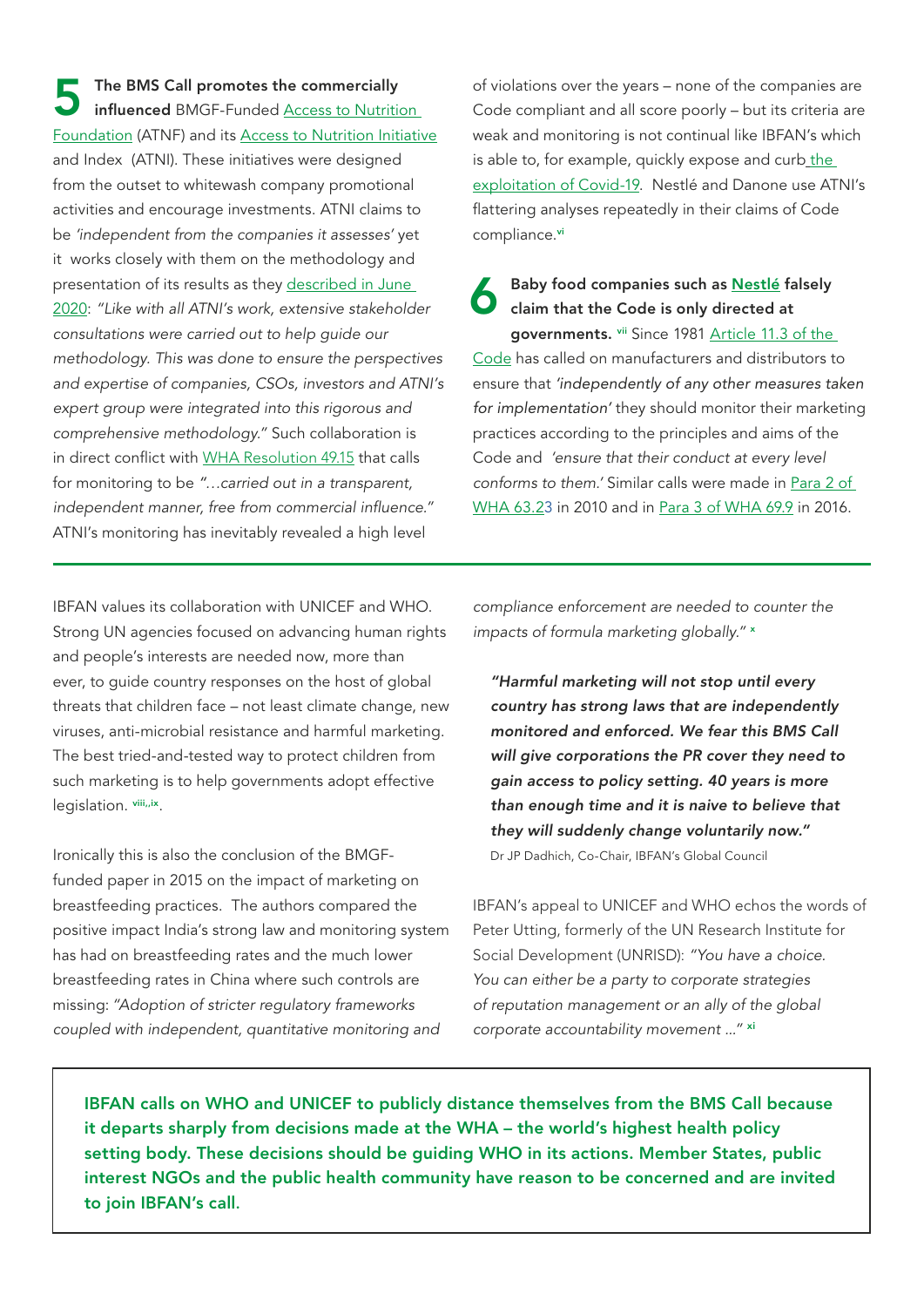**5** **The BMS Call promotes the commercially influenced** BMGF-Funded Access to Nutrition Foundation (ATNF) and its Access to Nutrition Initiative and Index (ATNI). These initiatives were designed from the outset to whitewash company promotional activities and encourage investments. ATNI claims to be *'independent from the companies it assesses'* yet it works closely with them on the methodology and presentation of its results as they described in June 2020: *"Like with all ATNI's work, extensive stakeholder consultations were carried out to help guide our methodology. This was done to ensure the perspectives and expertise of companies, CSOs, investors and ATNI's expert group were integrated into this rigorous and comprehensive methodology."* Such collaboration is in direct conflict with WHA Resolution 49.15 that calls for monitoring to be *"…carried out in a transparent, independent manner, free from commercial influence."* ATNI's monitoring has inevitably revealed a high level of violations over the years – none of the companies are Code compliant and all score poorly – but its criteria are weak and monitoring is not continual like IBFAN's which is able to, for example, quickly expose and curb the exploitation of Covid-19. Nestlé and Danone use ATNI's flattering analyses repeatedly in their claims of Code compliance.[vi]

**6** **Baby food companies such as Nestlé falsely claim that the Code is only directed at governments.** [vii] Since 1981 Article 11.3 of the Code has called on manufacturers and distributors to ensure that *'independently of any other measures taken for implementation'* they should monitor their marketing practices according to the principles and aims of the Code and *'ensure that their conduct at every level conforms to them.'* Similar calls were made in Para 2 of WHA 63.23 in 2010 and in Para 3 of WHA 69.9 in 2016.

---

IBFAN values its collaboration with UNICEF and WHO. Strong UN agencies focused on advancing human rights and people's interests are needed now, more than ever, to guide country responses on the host of global threats that children face – not least climate change, new viruses, anti-microbial resistance and harmful marketing. The best tried-and-tested way to protect children from such marketing is to help governments adopt effective legislation. [viii,ix].

Ironically this is also the conclusion of the BMGF-funded paper in 2015 on the impact of marketing on breastfeeding practices. The authors compared the positive impact India's strong law and monitoring system has had on breastfeeding rates and the much lower breastfeeding rates in China where such controls are missing: *"Adoption of stricter regulatory frameworks coupled with independent, quantitative monitoring and compliance enforcement are needed to counter the impacts of formula marketing globally."* [x]

> ***"Harmful marketing will not stop until every country has strong laws that are independently monitored and enforced. We fear this BMS Call will give corporations the PR cover they need to gain access to policy setting. 40 years is more than enough time and it is naive to believe that they will suddenly change voluntarily now."***
>
> Dr JP Dadhich, Co-Chair, IBFAN's Global Council

IBFAN's appeal to UNICEF and WHO echos the words of Peter Utting, formerly of the UN Research Institute for Social Development (UNRISD): *"You have a choice. You can either be a party to corporate strategies of reputation management or an ally of the global corporate accountability movement ..."* [xi]

**IBFAN calls on WHO and UNICEF to publicly distance themselves from the BMS Call because it departs sharply from decisions made at the WHA – the world's highest health policy setting body. These decisions should be guiding WHO in its actions. Member States, public interest NGOs and the public health community have reason to be concerned and are invited to join IBFAN's call.**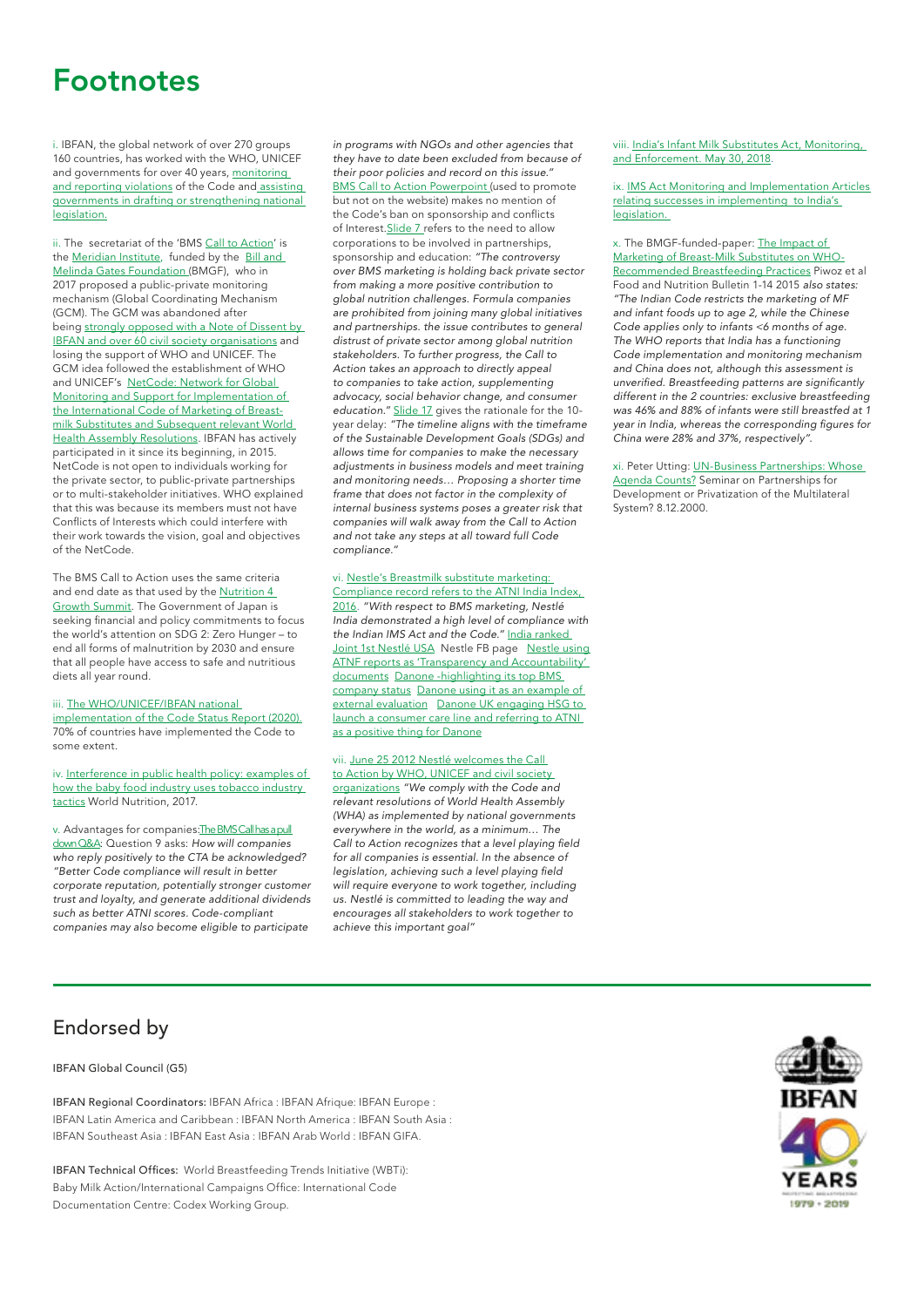# Footnotes

i. IBFAN, the global network of over 270 groups 160 countries, has worked with the WHO, UNICEF and governments for over 40 years, monitoring and reporting violations of the Code and assisting governments in drafting or strengthening national legislation.

ii. The secretariat of the 'BMS Call to Action' is the Meridian Institute, funded by the Bill and Melinda Gates Foundation (BMGF), who in 2017 proposed a public-private monitoring mechanism (Global Coordinating Mechanism (GCM). The GCM was abandoned after being strongly opposed with a Note of Dissent by IBFAN and over 60 civil society organisations and losing the support of WHO and UNICEF. The GCM idea followed the establishment of WHO and UNICEF's NetCode: Network for Global Monitoring and Support for Implementation of the International Code of Marketing of Breast-milk Substitutes and Subsequent relevant World Health Assembly Resolutions. IBFAN has actively participated in it since its beginning, in 2015. NetCode is not open to individuals working for the private sector, to public-private partnerships or to multi-stakeholder initiatives. WHO explained that this was because its members must not have Conflicts of Interests which could interfere with their work towards the vision, goal and objectives of the NetCode.

The BMS Call to Action uses the same criteria and end date as that used by the Nutrition 4 Growth Summit. The Government of Japan is seeking financial and policy commitments to focus the world's attention on SDG 2: Zero Hunger – to end all forms of malnutrition by 2030 and ensure that all people have access to safe and nutritious diets all year round.

iii. The WHO/UNICEF/IBFAN national implementation of the Code Status Report (2020). 70% of countries have implemented the Code to some extent.

iv. Interference in public health policy: examples of how the baby food industry uses tobacco industry tactics World Nutrition, 2017.

v. Advantages for companies: The BMS Call has a pull down Q&A: Question 9 asks: *How will companies who reply positively to the CTA be acknowledged? "Better Code compliance will result in better corporate reputation, potentially stronger customer trust and loyalty, and generate additional dividends such as better ATNI scores. Code-compliant companies may also become eligible to participate in programs with NGOs and other agencies that they have to date been excluded from because of their poor policies and record on this issue."* BMS Call to Action Powerpoint (used to promote but not on the website) makes no mention of the Code's ban on sponsorship and conflicts of Interest. Slide 7 refers to the need to allow corporations to be involved in partnerships, sponsorship and education: *"The controversy over BMS marketing is holding back private sector from making a more positive contribution to global nutrition challenges. Formula companies are prohibited from joining many global initiatives and partnerships. the issue contributes to general distrust of private sector among global nutrition stakeholders. To further progress, the Call to Action takes an approach to directly appeal to companies to take action, supplementing advocacy, social behavior change, and consumer education."* Slide 17 gives the rationale for the 10-year delay: *"The timeline aligns with the timeframe of the Sustainable Development Goals (SDGs) and allows time for companies to make the necessary adjustments in business models and meet training and monitoring needs… Proposing a shorter time frame that does not factor in the complexity of internal business systems poses a greater risk that companies will walk away from the Call to Action and not take any steps at all toward full Code compliance."*

vi. Nestle's Breastmilk substitute marketing: Compliance record refers to the ATNI India Index, 2016. *"With respect to BMS marketing, Nestlé India demonstrated a high level of compliance with the Indian IMS Act and the Code."* India ranked Joint 1st Nestlé USA Nestle FB page Nestle using ATNF reports as 'Transparency and Accountability' documents Danone -highlighting its top BMS company status Danone using it as an example of external evaluation Danone UK engaging HSG to launch a consumer care line and referring to ATNI as a positive thing for Danone

vii. June 25 2012 Nestlé welcomes the Call to Action by WHO, UNICEF and civil society organizations *"We comply with the Code and relevant resolutions of World Health Assembly (WHA) as implemented by national governments everywhere in the world, as a minimum… The Call to Action recognizes that a level playing field for all companies is essential. In the absence of legislation, achieving such a level playing field will require everyone to work together, including us. Nestlé is committed to leading the way and encourages all stakeholders to work together to achieve this important goal"*

viii. India's Infant Milk Substitutes Act, Monitoring, and Enforcement. May 30, 2018.

ix. IMS Act Monitoring and Implementation Articles relating successes in implementing to India's legislation.

x. The BMGF-funded-paper: The Impact of Marketing of Breast-Milk Substitutes on WHO-Recommended Breastfeeding Practices Piwoz et al Food and Nutrition Bulletin 1-14 2015 *also states: "The Indian Code restricts the marketing of MF and infant foods up to age 2, while the Chinese Code applies only to infants <6 months of age. The WHO reports that India has a functioning Code implementation and monitoring mechanism and China does not, although this assessment is unverified. Breastfeeding patterns are significantly different in the 2 countries: exclusive breastfeeding was 46% and 88% of infants were still breastfed at 1 year in India, whereas the corresponding figures for China were 28% and 37%, respectively".*

xi. Peter Utting: UN-Business Partnerships: Whose Agenda Counts? Seminar on Partnerships for Development or Privatization of the Multilateral System? 8.12.2000.

## Endorsed by

IBFAN Global Council (G5)

**IBFAN Regional Coordinators:** IBFAN Africa : IBFAN Afrique: IBFAN Europe : IBFAN Latin America and Caribbean : IBFAN North America : IBFAN South Asia : IBFAN Southeast Asia : IBFAN East Asia : IBFAN Arab World : IBFAN GIFA.

**IBFAN Technical Offices:** World Breastfeeding Trends Initiative (WBTi): Baby Milk Action/International Campaigns Office: International Code Documentation Centre: Codex Working Group.

IBFAN
40 YEARS
1979 - 2019